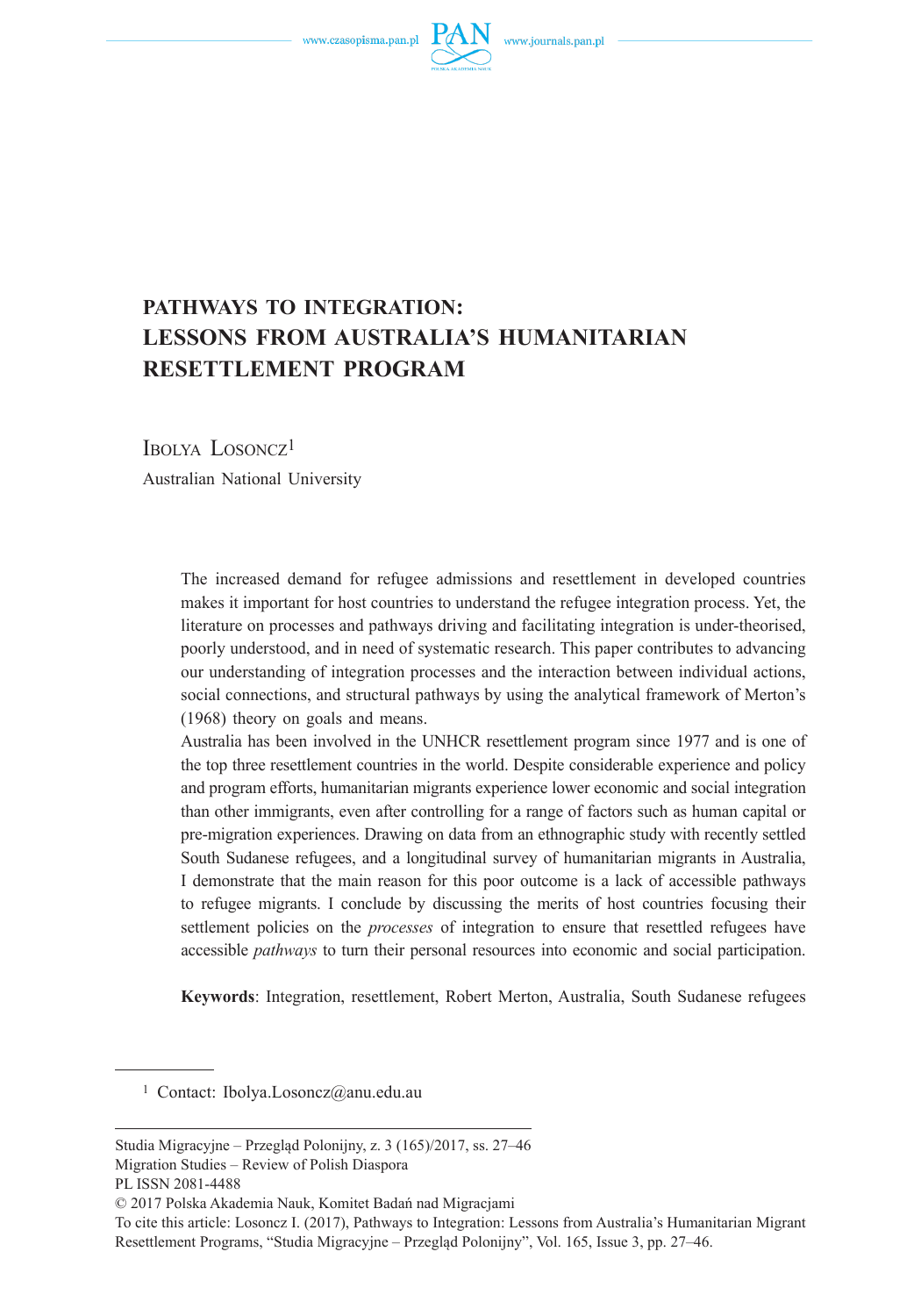# PATHWAYS TO INTEGRATION: LESSONS FROM AUSTRALIA'S HUMANITARIAN RESETTLEMENT PROGRAM

IBOLYA LOSONCZ[1]

Australian National University

The increased demand for refugee admissions and resettlement in developed countries makes it important for host countries to understand the refugee integration process. Yet, the literature on processes and pathways driving and facilitating integration is under-theorised, poorly understood, and in need of systematic research. This paper contributes to advancing our understanding of integration processes and the interaction between individual actions, social connections, and structural pathways by using the analytical framework of Merton's (1968) theory on goals and means.

Australia has been involved in the UNHCR resettlement program since 1977 and is one of the top three resettlement countries in the world. Despite considerable experience and policy and program efforts, humanitarian migrants experience lower economic and social integration than other immigrants, even after controlling for a range of factors such as human capital or pre-migration experiences. Drawing on data from an ethnographic study with recently settled South Sudanese refugees, and a longitudinal survey of humanitarian migrants in Australia, I demonstrate that the main reason for this poor outcome is a lack of accessible pathways to refugee migrants. I conclude by discussing the merits of host countries focusing their settlement policies on the *processes* of integration to ensure that resettled refugees have accessible *pathways* to turn their personal resources into economic and social participation.

**Keywords**: Integration, resettlement, Robert Merton, Australia, South Sudanese refugees

[1] Contact: Ibolya.Losoncz@anu.edu.au

Studia Migracyjne – Przegląd Polonijny, z. 3 (165)/2017, ss. 27–46
Migration Studies – Review of Polish Diaspora
PL ISSN 2081-4488
© 2017 Polska Akademia Nauk, Komitet Badań nad Migracjami
To cite this article: Losoncz I. (2017), Pathways to Integration: Lessons from Australia's Humanitarian Migrant Resettlement Programs, "Studia Migracyjne – Przegląd Polonijny", Vol. 165, Issue 3, pp. 27–46.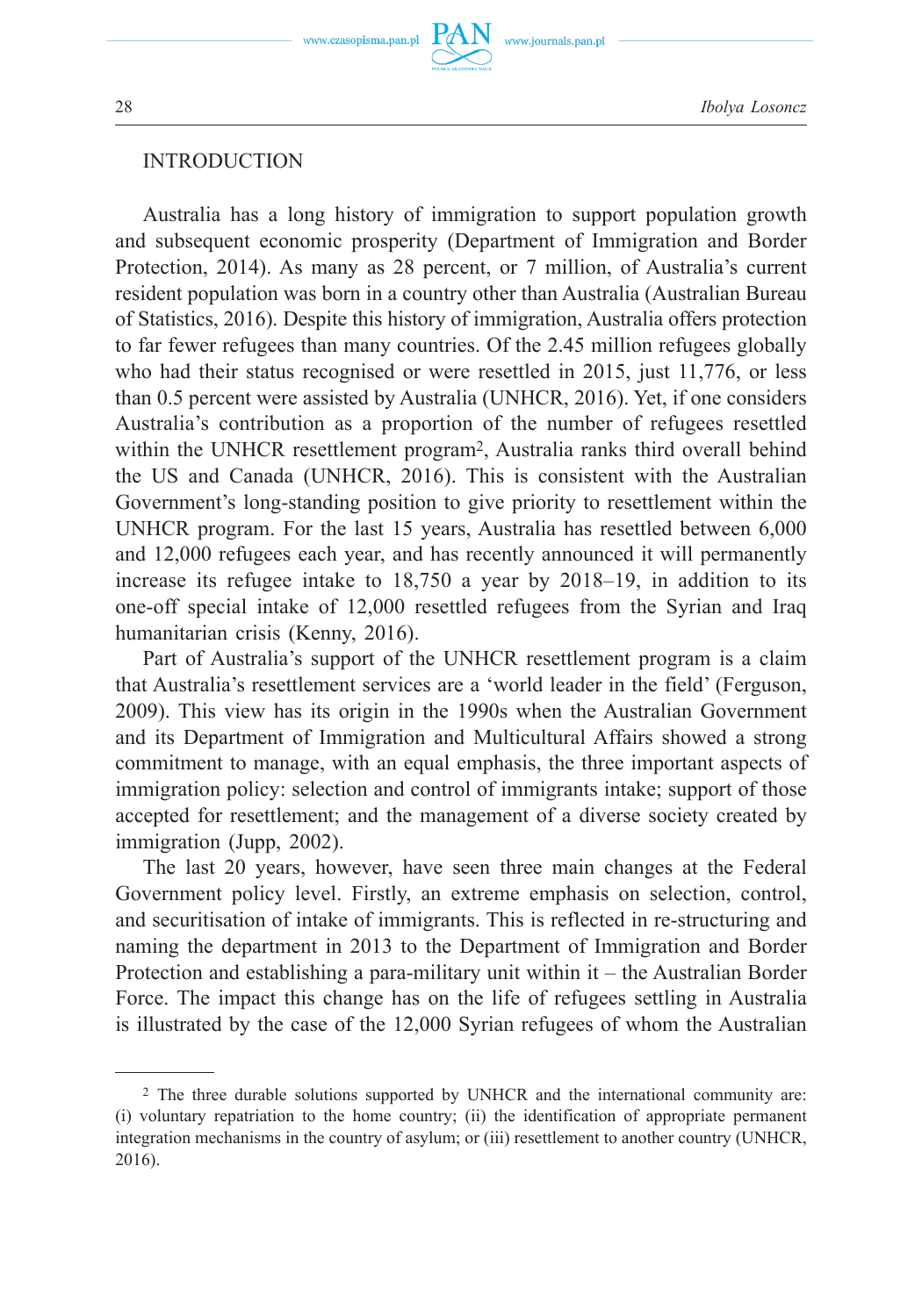## INTRODUCTION

Australia has a long history of immigration to support population growth and subsequent economic prosperity (Department of Immigration and Border Protection, 2014). As many as 28 percent, or 7 million, of Australia's current resident population was born in a country other than Australia (Australian Bureau of Statistics, 2016). Despite this history of immigration, Australia offers protection to far fewer refugees than many countries. Of the 2.45 million refugees globally who had their status recognised or were resettled in 2015, just 11,776, or less than 0.5 percent were assisted by Australia (UNHCR, 2016). Yet, if one considers Australia's contribution as a proportion of the number of refugees resettled within the UNHCR resettlement program[2], Australia ranks third overall behind the US and Canada (UNHCR, 2016). This is consistent with the Australian Government's long-standing position to give priority to resettlement within the UNHCR program. For the last 15 years, Australia has resettled between 6,000 and 12,000 refugees each year, and has recently announced it will permanently increase its refugee intake to 18,750 a year by 2018–19, in addition to its one-off special intake of 12,000 resettled refugees from the Syrian and Iraq humanitarian crisis (Kenny, 2016).

Part of Australia's support of the UNHCR resettlement program is a claim that Australia's resettlement services are a 'world leader in the field' (Ferguson, 2009). This view has its origin in the 1990s when the Australian Government and its Department of Immigration and Multicultural Affairs showed a strong commitment to manage, with an equal emphasis, the three important aspects of immigration policy: selection and control of immigrants intake; support of those accepted for resettlement; and the management of a diverse society created by immigration (Jupp, 2002).

The last 20 years, however, have seen three main changes at the Federal Government policy level. Firstly, an extreme emphasis on selection, control, and securitisation of intake of immigrants. This is reflected in re-structuring and naming the department in 2013 to the Department of Immigration and Border Protection and establishing a para-military unit within it – the Australian Border Force. The impact this change has on the life of refugees settling in Australia is illustrated by the case of the 12,000 Syrian refugees of whom the Australian

---

[2] The three durable solutions supported by UNHCR and the international community are: (i) voluntary repatriation to the home country; (ii) the identification of appropriate permanent integration mechanisms in the country of asylum; or (iii) resettlement to another country (UNHCR, 2016).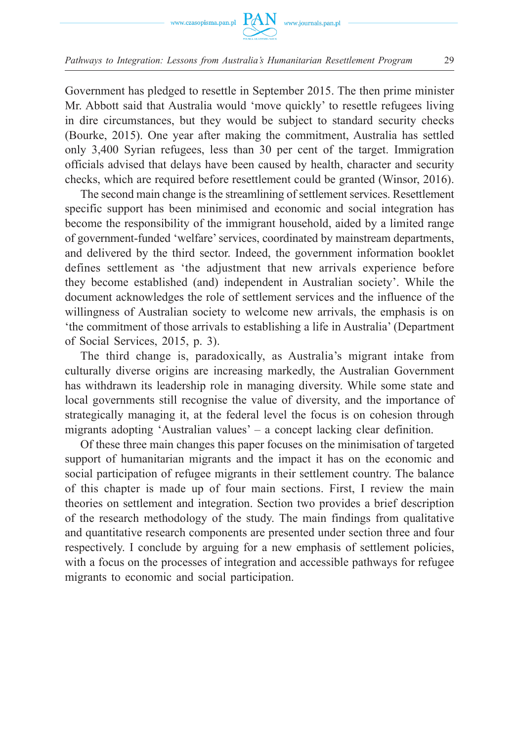Government has pledged to resettle in September 2015. The then prime minister Mr. Abbott said that Australia would 'move quickly' to resettle refugees living in dire circumstances, but they would be subject to standard security checks (Bourke, 2015). One year after making the commitment, Australia has settled only 3,400 Syrian refugees, less than 30 per cent of the target. Immigration officials advised that delays have been caused by health, character and security checks, which are required before resettlement could be granted (Winsor, 2016).

The second main change is the streamlining of settlement services. Resettlement specific support has been minimised and economic and social integration has become the responsibility of the immigrant household, aided by a limited range of government-funded 'welfare' services, coordinated by mainstream departments, and delivered by the third sector. Indeed, the government information booklet defines settlement as 'the adjustment that new arrivals experience before they become established (and) independent in Australian society'. While the document acknowledges the role of settlement services and the influence of the willingness of Australian society to welcome new arrivals, the emphasis is on 'the commitment of those arrivals to establishing a life in Australia' (Department of Social Services, 2015, p. 3).

The third change is, paradoxically, as Australia's migrant intake from culturally diverse origins are increasing markedly, the Australian Government has withdrawn its leadership role in managing diversity. While some state and local governments still recognise the value of diversity, and the importance of strategically managing it, at the federal level the focus is on cohesion through migrants adopting 'Australian values' – a concept lacking clear definition.

Of these three main changes this paper focuses on the minimisation of targeted support of humanitarian migrants and the impact it has on the economic and social participation of refugee migrants in their settlement country. The balance of this chapter is made up of four main sections. First, I review the main theories on settlement and integration. Section two provides a brief description of the research methodology of the study. The main findings from qualitative and quantitative research components are presented under section three and four respectively. I conclude by arguing for a new emphasis of settlement policies, with a focus on the processes of integration and accessible pathways for refugee migrants to economic and social participation.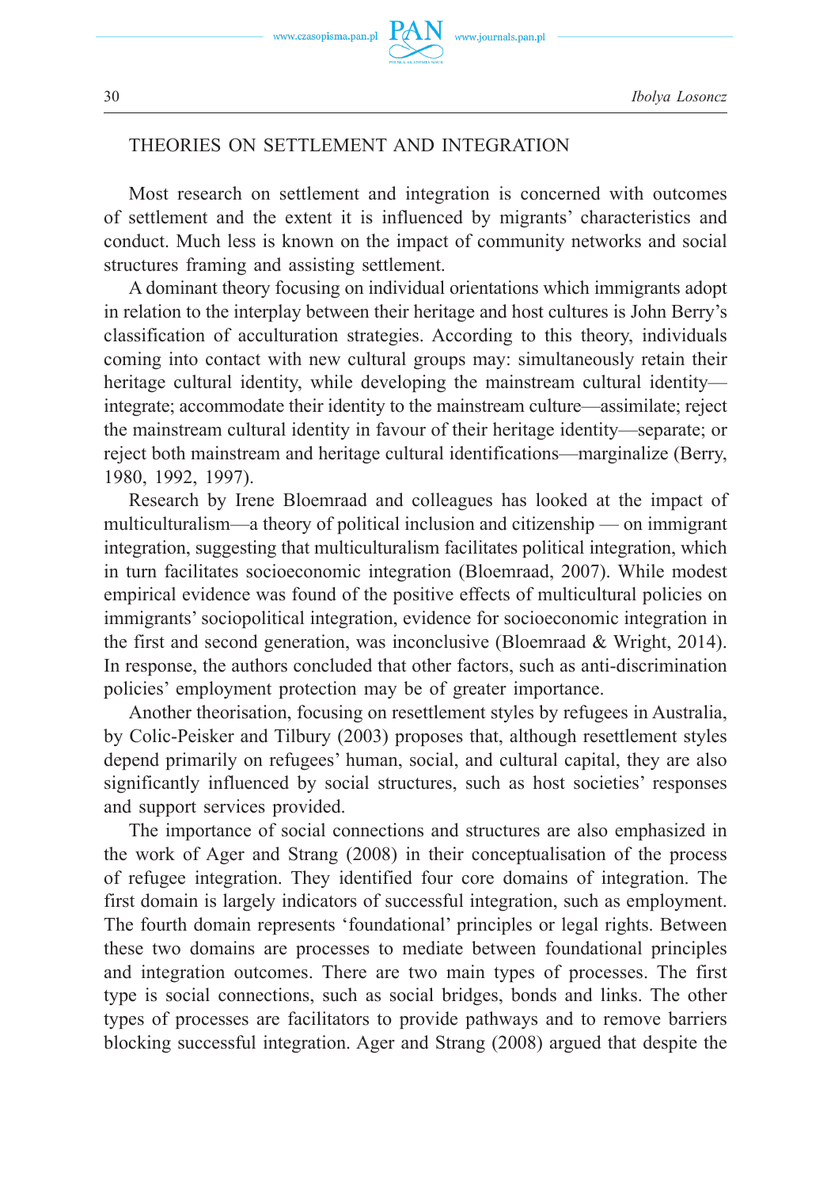## THEORIES ON SETTLEMENT AND INTEGRATION

Most research on settlement and integration is concerned with outcomes of settlement and the extent it is influenced by migrants' characteristics and conduct. Much less is known on the impact of community networks and social structures framing and assisting settlement.

A dominant theory focusing on individual orientations which immigrants adopt in relation to the interplay between their heritage and host cultures is John Berry's classification of acculturation strategies. According to this theory, individuals coming into contact with new cultural groups may: simultaneously retain their heritage cultural identity, while developing the mainstream cultural identity—integrate; accommodate their identity to the mainstream culture—assimilate; reject the mainstream cultural identity in favour of their heritage identity—separate; or reject both mainstream and heritage cultural identifications—marginalize (Berry, 1980, 1992, 1997).

Research by Irene Bloemraad and colleagues has looked at the impact of multiculturalism—a theory of political inclusion and citizenship — on immigrant integration, suggesting that multiculturalism facilitates political integration, which in turn facilitates socioeconomic integration (Bloemraad, 2007). While modest empirical evidence was found of the positive effects of multicultural policies on immigrants' sociopolitical integration, evidence for socioeconomic integration in the first and second generation, was inconclusive (Bloemraad & Wright, 2014). In response, the authors concluded that other factors, such as anti-discrimination policies' employment protection may be of greater importance.

Another theorisation, focusing on resettlement styles by refugees in Australia, by Colic-Peisker and Tilbury (2003) proposes that, although resettlement styles depend primarily on refugees' human, social, and cultural capital, they are also significantly influenced by social structures, such as host societies' responses and support services provided.

The importance of social connections and structures are also emphasized in the work of Ager and Strang (2008) in their conceptualisation of the process of refugee integration. They identified four core domains of integration. The first domain is largely indicators of successful integration, such as employment. The fourth domain represents 'foundational' principles or legal rights. Between these two domains are processes to mediate between foundational principles and integration outcomes. There are two main types of processes. The first type is social connections, such as social bridges, bonds and links. The other types of processes are facilitators to provide pathways and to remove barriers blocking successful integration. Ager and Strang (2008) argued that despite the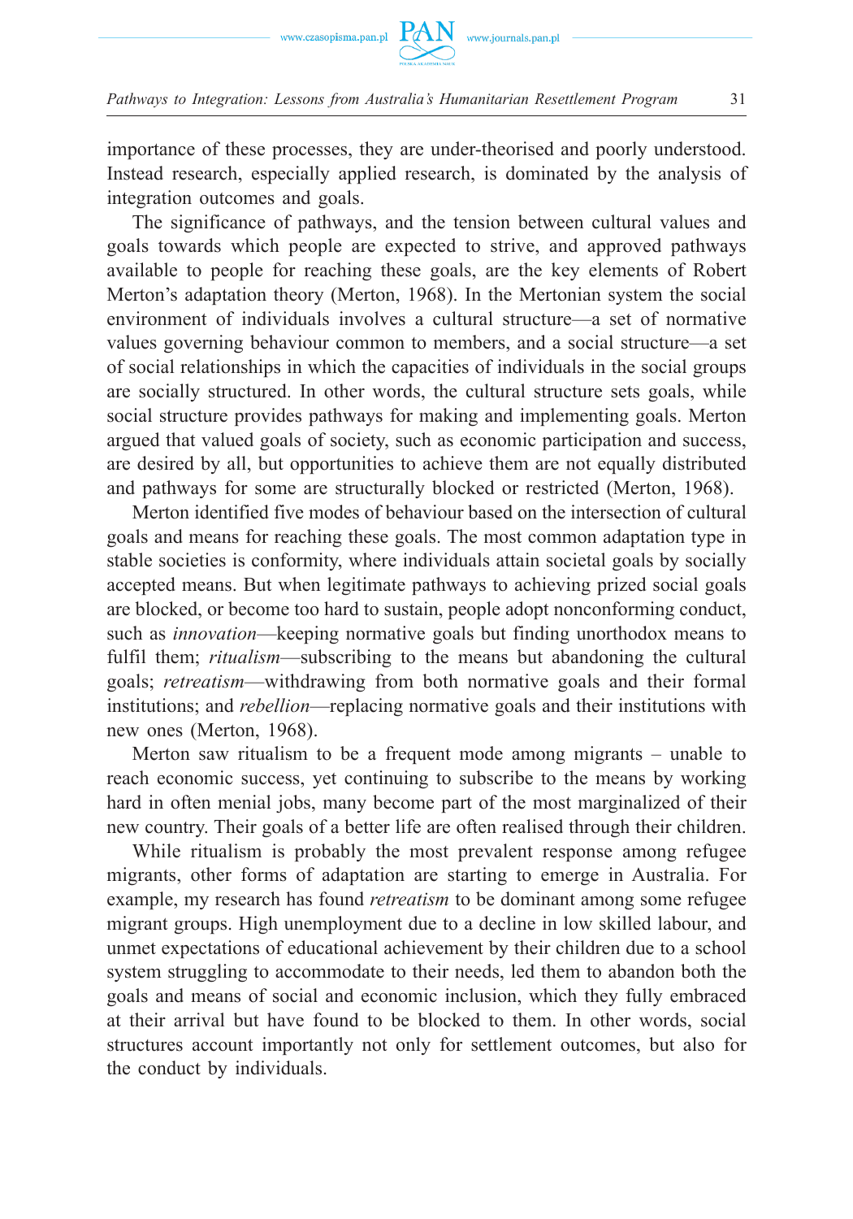importance of these processes, they are under-theorised and poorly understood. Instead research, especially applied research, is dominated by the analysis of integration outcomes and goals.

The significance of pathways, and the tension between cultural values and goals towards which people are expected to strive, and approved pathways available to people for reaching these goals, are the key elements of Robert Merton's adaptation theory (Merton, 1968). In the Mertonian system the social environment of individuals involves a cultural structure—a set of normative values governing behaviour common to members, and a social structure—a set of social relationships in which the capacities of individuals in the social groups are socially structured. In other words, the cultural structure sets goals, while social structure provides pathways for making and implementing goals. Merton argued that valued goals of society, such as economic participation and success, are desired by all, but opportunities to achieve them are not equally distributed and pathways for some are structurally blocked or restricted (Merton, 1968).

Merton identified five modes of behaviour based on the intersection of cultural goals and means for reaching these goals. The most common adaptation type in stable societies is conformity, where individuals attain societal goals by socially accepted means. But when legitimate pathways to achieving prized social goals are blocked, or become too hard to sustain, people adopt nonconforming conduct, such as *innovation*—keeping normative goals but finding unorthodox means to fulfil them; *ritualism*—subscribing to the means but abandoning the cultural goals; *retreatism*—withdrawing from both normative goals and their formal institutions; and *rebellion*—replacing normative goals and their institutions with new ones (Merton, 1968).

Merton saw ritualism to be a frequent mode among migrants – unable to reach economic success, yet continuing to subscribe to the means by working hard in often menial jobs, many become part of the most marginalized of their new country. Their goals of a better life are often realised through their children.

While ritualism is probably the most prevalent response among refugee migrants, other forms of adaptation are starting to emerge in Australia. For example, my research has found *retreatism* to be dominant among some refugee migrant groups. High unemployment due to a decline in low skilled labour, and unmet expectations of educational achievement by their children due to a school system struggling to accommodate to their needs, led them to abandon both the goals and means of social and economic inclusion, which they fully embraced at their arrival but have found to be blocked to them. In other words, social structures account importantly not only for settlement outcomes, but also for the conduct by individuals.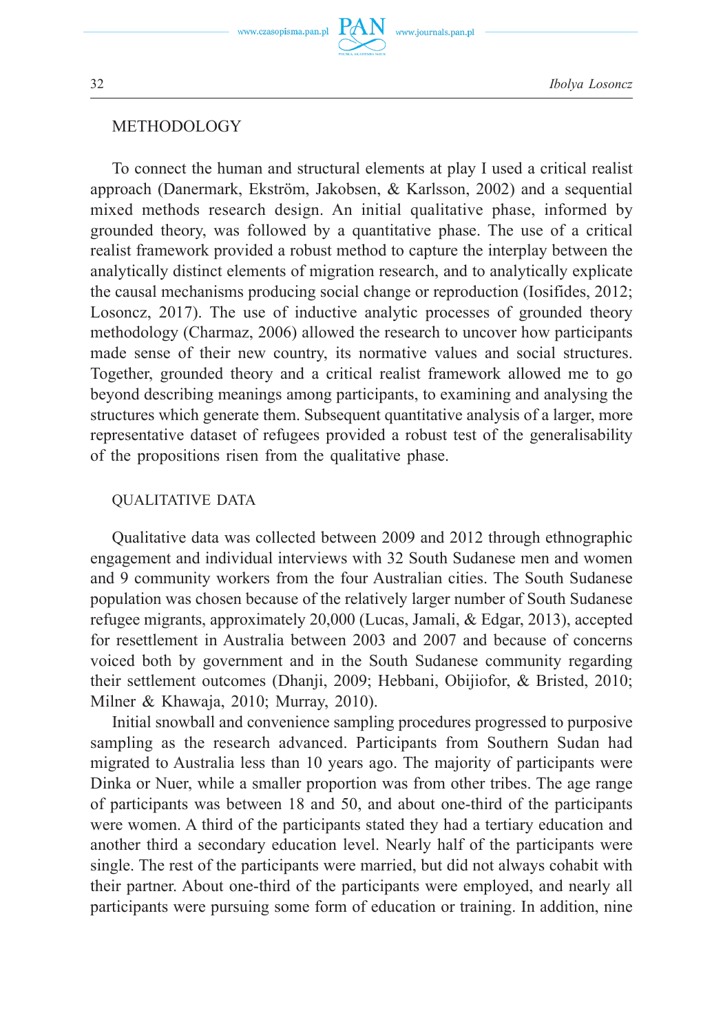## METHODOLOGY

To connect the human and structural elements at play I used a critical realist approach (Danermark, Ekström, Jakobsen, & Karlsson, 2002) and a sequential mixed methods research design. An initial qualitative phase, informed by grounded theory, was followed by a quantitative phase. The use of a critical realist framework provided a robust method to capture the interplay between the analytically distinct elements of migration research, and to analytically explicate the causal mechanisms producing social change or reproduction (Iosifides, 2012; Losoncz, 2017). The use of inductive analytic processes of grounded theory methodology (Charmaz, 2006) allowed the research to uncover how participants made sense of their new country, its normative values and social structures. Together, grounded theory and a critical realist framework allowed me to go beyond describing meanings among participants, to examining and analysing the structures which generate them. Subsequent quantitative analysis of a larger, more representative dataset of refugees provided a robust test of the generalisability of the propositions risen from the qualitative phase.

### QUALITATIVE DATA

Qualitative data was collected between 2009 and 2012 through ethnographic engagement and individual interviews with 32 South Sudanese men and women and 9 community workers from the four Australian cities. The South Sudanese population was chosen because of the relatively larger number of South Sudanese refugee migrants, approximately 20,000 (Lucas, Jamali, & Edgar, 2013), accepted for resettlement in Australia between 2003 and 2007 and because of concerns voiced both by government and in the South Sudanese community regarding their settlement outcomes (Dhanji, 2009; Hebbani, Obijiofor, & Bristed, 2010; Milner & Khawaja, 2010; Murray, 2010).

Initial snowball and convenience sampling procedures progressed to purposive sampling as the research advanced. Participants from Southern Sudan had migrated to Australia less than 10 years ago. The majority of participants were Dinka or Nuer, while a smaller proportion was from other tribes. The age range of participants was between 18 and 50, and about one-third of the participants were women. A third of the participants stated they had a tertiary education and another third a secondary education level. Nearly half of the participants were single. The rest of the participants were married, but did not always cohabit with their partner. About one-third of the participants were employed, and nearly all participants were pursuing some form of education or training. In addition, nine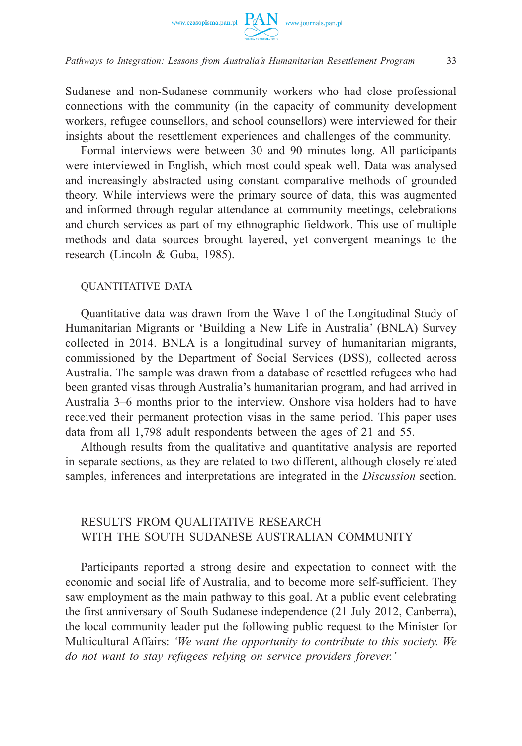Sudanese and non-Sudanese community workers who had close professional connections with the community (in the capacity of community development workers, refugee counsellors, and school counsellors) were interviewed for their insights about the resettlement experiences and challenges of the community.

Formal interviews were between 30 and 90 minutes long. All participants were interviewed in English, which most could speak well. Data was analysed and increasingly abstracted using constant comparative methods of grounded theory. While interviews were the primary source of data, this was augmented and informed through regular attendance at community meetings, celebrations and church services as part of my ethnographic fieldwork. This use of multiple methods and data sources brought layered, yet convergent meanings to the research (Lincoln & Guba, 1985).

### QUANTITATIVE DATA

Quantitative data was drawn from the Wave 1 of the Longitudinal Study of Humanitarian Migrants or 'Building a New Life in Australia' (BNLA) Survey collected in 2014. BNLA is a longitudinal survey of humanitarian migrants, commissioned by the Department of Social Services (DSS), collected across Australia. The sample was drawn from a database of resettled refugees who had been granted visas through Australia's humanitarian program, and had arrived in Australia 3–6 months prior to the interview. Onshore visa holders had to have received their permanent protection visas in the same period. This paper uses data from all 1,798 adult respondents between the ages of 21 and 55.

Although results from the qualitative and quantitative analysis are reported in separate sections, as they are related to two different, although closely related samples, inferences and interpretations are integrated in the *Discussion* section.

## RESULTS FROM QUALITATIVE RESEARCH WITH THE SOUTH SUDANESE AUSTRALIAN COMMUNITY

Participants reported a strong desire and expectation to connect with the economic and social life of Australia, and to become more self-sufficient. They saw employment as the main pathway to this goal. At a public event celebrating the first anniversary of South Sudanese independence (21 July 2012, Canberra), the local community leader put the following public request to the Minister for Multicultural Affairs: *'We want the opportunity to contribute to this society. We do not want to stay refugees relying on service providers forever.'*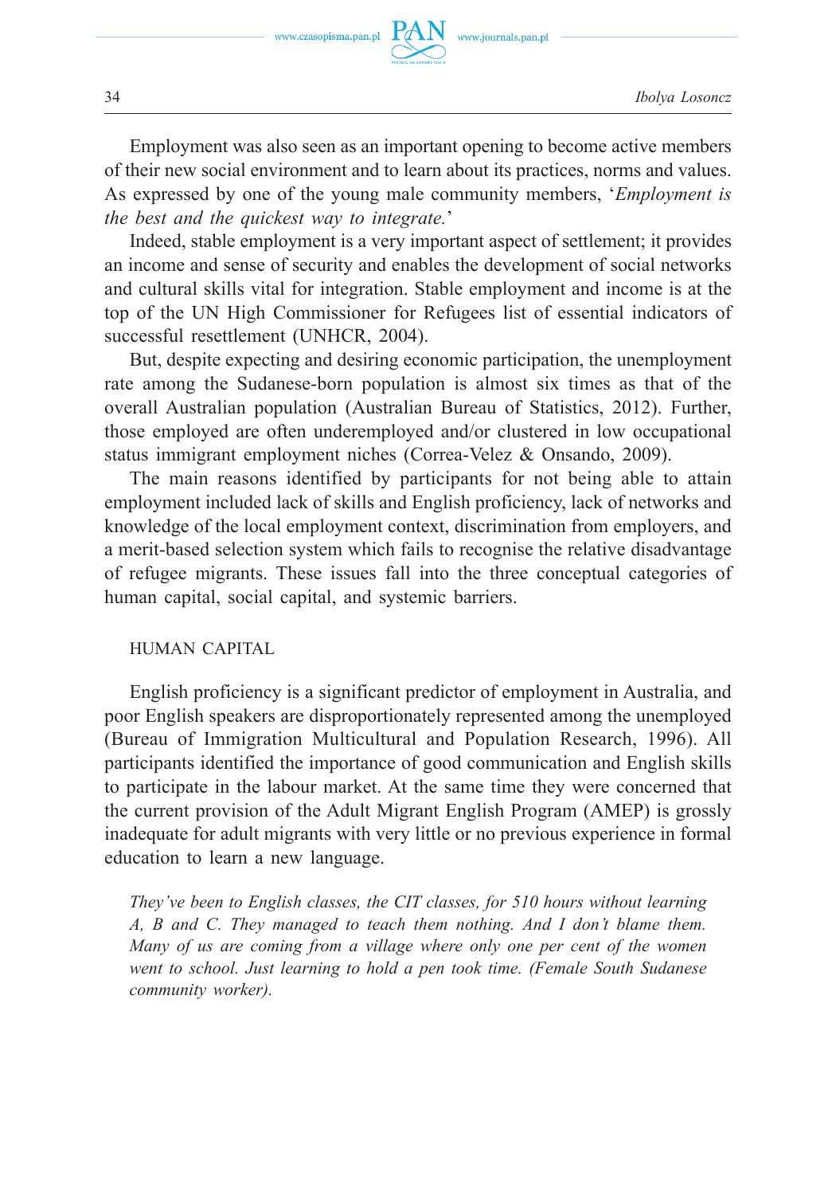Employment was also seen as an important opening to become active members of their new social environment and to learn about its practices, norms and values. As expressed by one of the young male community members, '*Employment is the best and the quickest way to integrate.*'

Indeed, stable employment is a very important aspect of settlement; it provides an income and sense of security and enables the development of social networks and cultural skills vital for integration. Stable employment and income is at the top of the UN High Commissioner for Refugees list of essential indicators of successful resettlement (UNHCR, 2004).

But, despite expecting and desiring economic participation, the unemployment rate among the Sudanese-born population is almost six times as that of the overall Australian population (Australian Bureau of Statistics, 2012). Further, those employed are often underemployed and/or clustered in low occupational status immigrant employment niches (Correa-Velez & Onsando, 2009).

The main reasons identified by participants for not being able to attain employment included lack of skills and English proficiency, lack of networks and knowledge of the local employment context, discrimination from employers, and a merit-based selection system which fails to recognise the relative disadvantage of refugee migrants. These issues fall into the three conceptual categories of human capital, social capital, and systemic barriers.

## HUMAN CAPITAL

English proficiency is a significant predictor of employment in Australia, and poor English speakers are disproportionately represented among the unemployed (Bureau of Immigration Multicultural and Population Research, 1996). All participants identified the importance of good communication and English skills to participate in the labour market. At the same time they were concerned that the current provision of the Adult Migrant English Program (AMEP) is grossly inadequate for adult migrants with very little or no previous experience in formal education to learn a new language.

> *They've been to English classes, the CIT classes, for 510 hours without learning A, B and C. They managed to teach them nothing. And I don't blame them. Many of us are coming from a village where only one per cent of the women went to school. Just learning to hold a pen took time. (Female South Sudanese community worker).*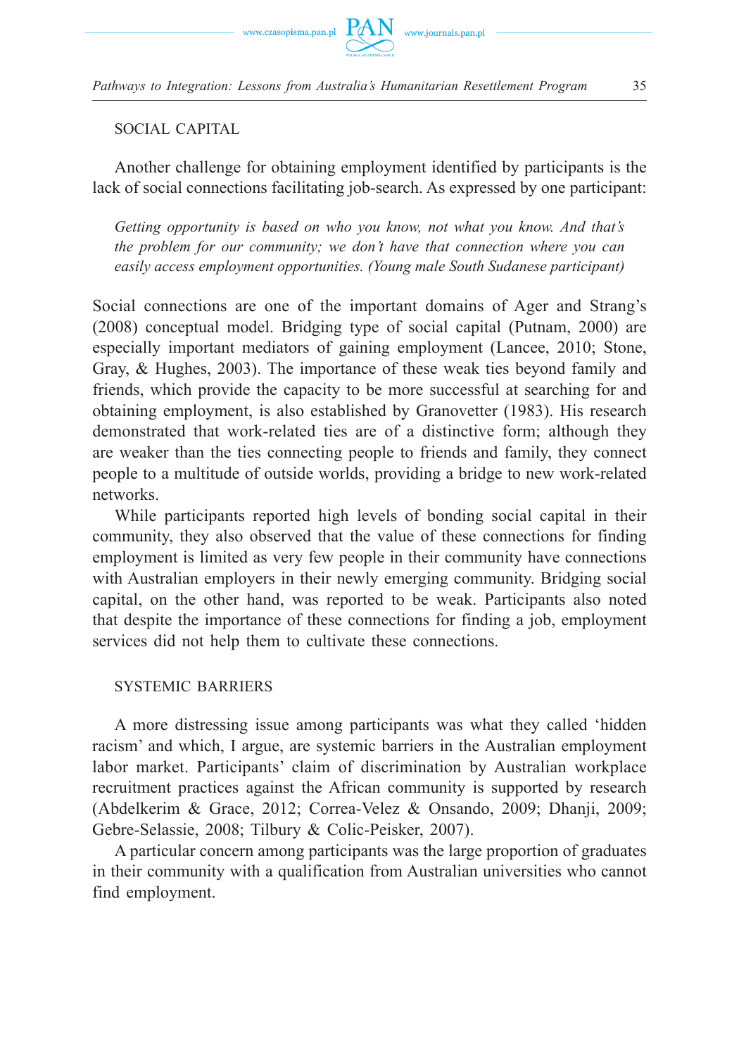## SOCIAL CAPITAL

Another challenge for obtaining employment identified by participants is the lack of social connections facilitating job-search. As expressed by one participant:

> *Getting opportunity is based on who you know, not what you know. And that's the problem for our community; we don't have that connection where you can easily access employment opportunities. (Young male South Sudanese participant)*

Social connections are one of the important domains of Ager and Strang's (2008) conceptual model. Bridging type of social capital (Putnam, 2000) are especially important mediators of gaining employment (Lancee, 2010; Stone, Gray, & Hughes, 2003). The importance of these weak ties beyond family and friends, which provide the capacity to be more successful at searching for and obtaining employment, is also established by Granovetter (1983). His research demonstrated that work-related ties are of a distinctive form; although they are weaker than the ties connecting people to friends and family, they connect people to a multitude of outside worlds, providing a bridge to new work-related networks.

While participants reported high levels of bonding social capital in their community, they also observed that the value of these connections for finding employment is limited as very few people in their community have connections with Australian employers in their newly emerging community. Bridging social capital, on the other hand, was reported to be weak. Participants also noted that despite the importance of these connections for finding a job, employment services did not help them to cultivate these connections.

## SYSTEMIC BARRIERS

A more distressing issue among participants was what they called 'hidden racism' and which, I argue, are systemic barriers in the Australian employment labor market. Participants' claim of discrimination by Australian workplace recruitment practices against the African community is supported by research (Abdelkerim & Grace, 2012; Correa-Velez & Onsando, 2009; Dhanji, 2009; Gebre-Selassie, 2008; Tilbury & Colic-Peisker, 2007).

A particular concern among participants was the large proportion of graduates in their community with a qualification from Australian universities who cannot find employment.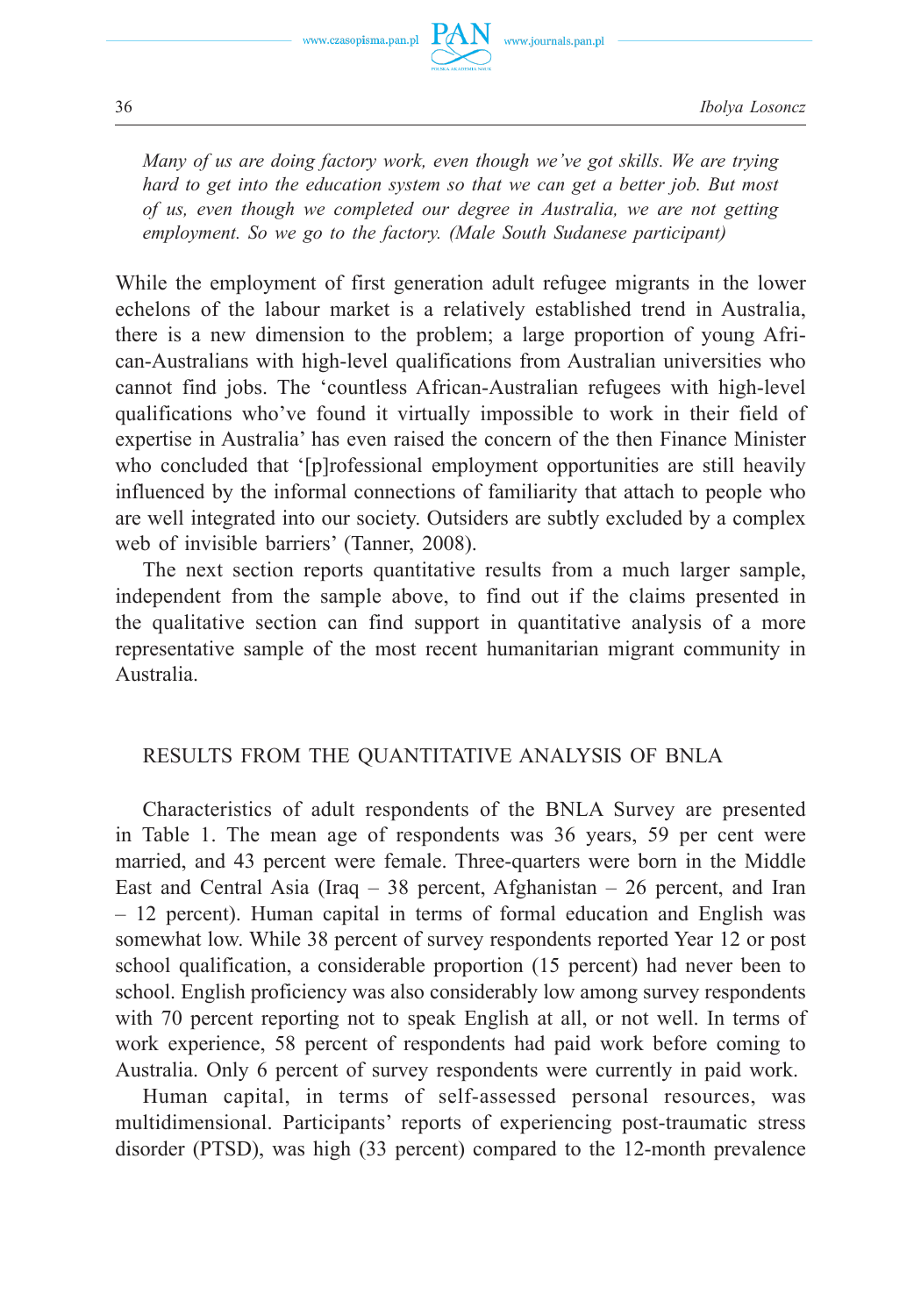*Many of us are doing factory work, even though we've got skills. We are trying hard to get into the education system so that we can get a better job. But most of us, even though we completed our degree in Australia, we are not getting employment. So we go to the factory. (Male South Sudanese participant)*

While the employment of first generation adult refugee migrants in the lower echelons of the labour market is a relatively established trend in Australia, there is a new dimension to the problem; a large proportion of young African-Australians with high-level qualifications from Australian universities who cannot find jobs. The 'countless African-Australian refugees with high-level qualifications who've found it virtually impossible to work in their field of expertise in Australia' has even raised the concern of the then Finance Minister who concluded that '[p]rofessional employment opportunities are still heavily influenced by the informal connections of familiarity that attach to people who are well integrated into our society. Outsiders are subtly excluded by a complex web of invisible barriers' (Tanner, 2008).

The next section reports quantitative results from a much larger sample, independent from the sample above, to find out if the claims presented in the qualitative section can find support in quantitative analysis of a more representative sample of the most recent humanitarian migrant community in Australia.

## RESULTS FROM THE QUANTITATIVE ANALYSIS OF BNLA

Characteristics of adult respondents of the BNLA Survey are presented in Table 1. The mean age of respondents was 36 years, 59 per cent were married, and 43 percent were female. Three-quarters were born in the Middle East and Central Asia (Iraq – 38 percent, Afghanistan – 26 percent, and Iran – 12 percent). Human capital in terms of formal education and English was somewhat low. While 38 percent of survey respondents reported Year 12 or post school qualification, a considerable proportion (15 percent) had never been to school. English proficiency was also considerably low among survey respondents with 70 percent reporting not to speak English at all, or not well. In terms of work experience, 58 percent of respondents had paid work before coming to Australia. Only 6 percent of survey respondents were currently in paid work.

Human capital, in terms of self-assessed personal resources, was multidimensional. Participants' reports of experiencing post-traumatic stress disorder (PTSD), was high (33 percent) compared to the 12-month prevalence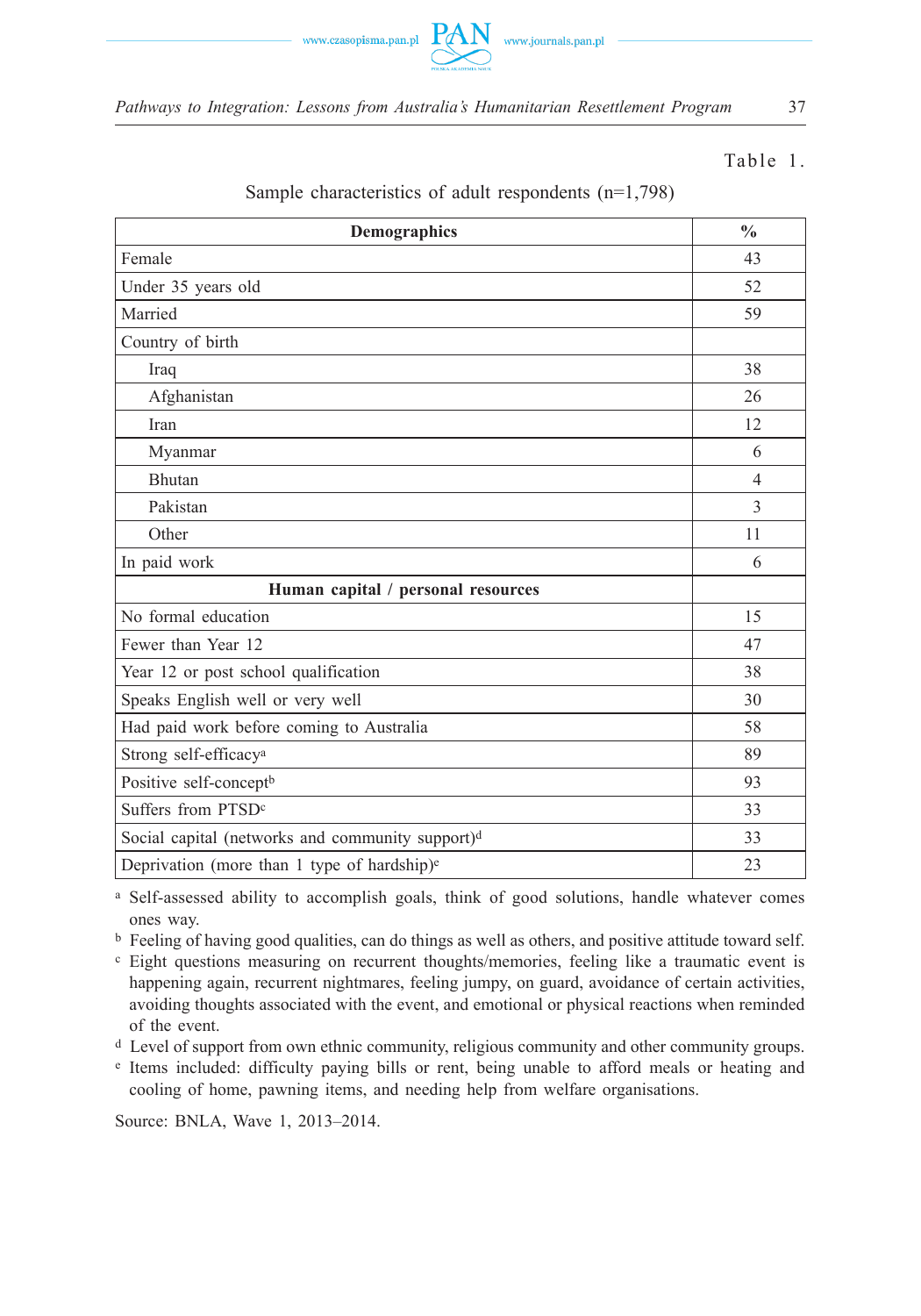Table 1.

Sample characteristics of adult respondents (n=1,798)

| Demographics | % |
|---|---|
| Female | 43 |
| Under 35 years old | 52 |
| Married | 59 |
| Country of birth | |
| Iraq | 38 |
| Afghanistan | 26 |
| Iran | 12 |
| Myanmar | 6 |
| Bhutan | 4 |
| Pakistan | 3 |
| Other | 11 |
| In paid work | 6 |
| **Human capital / personal resources** | |
| No formal education | 15 |
| Fewer than Year 12 | 47 |
| Year 12 or post school qualification | 38 |
| Speaks English well or very well | 30 |
| Had paid work before coming to Australia | 58 |
| Strong self-efficacy[a] | 89 |
| Positive self-concept[b] | 93 |
| Suffers from PTSD[c] | 33 |
| Social capital (networks and community support)[d] | 33 |
| Deprivation (more than 1 type of hardship)[e] | 23 |

[a] Self-assessed ability to accomplish goals, think of good solutions, handle whatever comes ones way.

[b] Feeling of having good qualities, can do things as well as others, and positive attitude toward self.

[c] Eight questions measuring on recurrent thoughts/memories, feeling like a traumatic event is happening again, recurrent nightmares, feeling jumpy, on guard, avoidance of certain activities, avoiding thoughts associated with the event, and emotional or physical reactions when reminded of the event.

[d] Level of support from own ethnic community, religious community and other community groups.

[e] Items included: difficulty paying bills or rent, being unable to afford meals or heating and cooling of home, pawning items, and needing help from welfare organisations.

Source: BNLA, Wave 1, 2013–2014.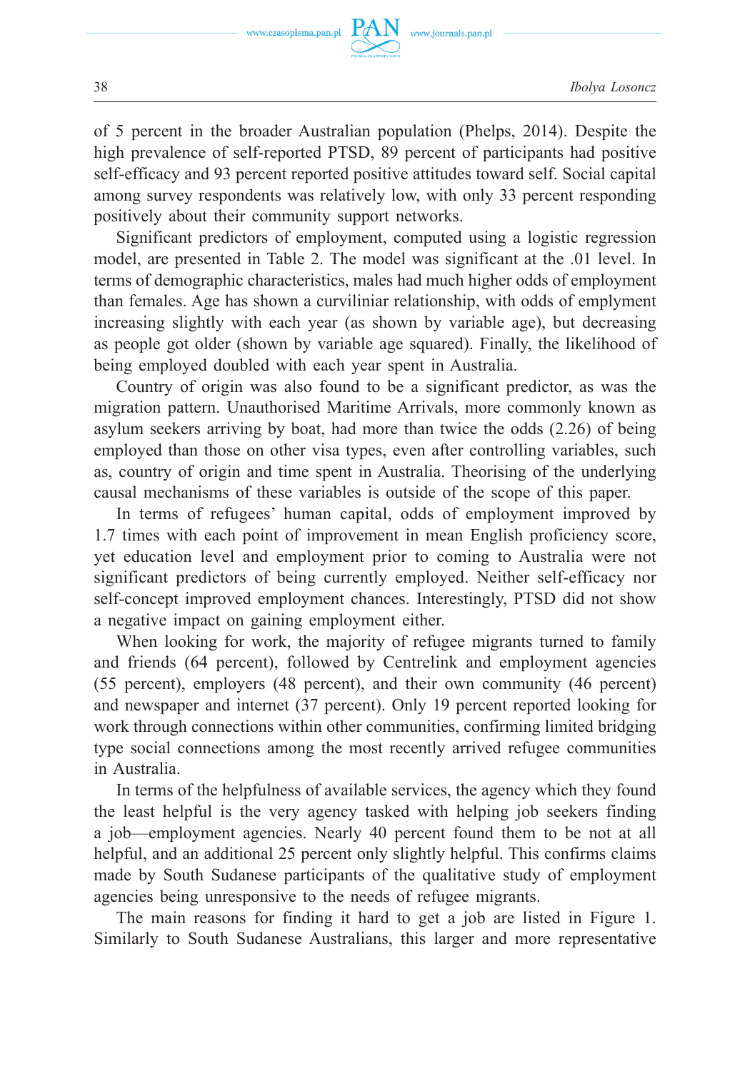of 5 percent in the broader Australian population (Phelps, 2014). Despite the high prevalence of self-reported PTSD, 89 percent of participants had positive self-efficacy and 93 percent reported positive attitudes toward self. Social capital among survey respondents was relatively low, with only 33 percent responding positively about their community support networks.

Significant predictors of employment, computed using a logistic regression model, are presented in Table 2. The model was significant at the .01 level. In terms of demographic characteristics, males had much higher odds of employment than females. Age has shown a curviliniar relationship, with odds of emplyment increasing slightly with each year (as shown by variable age), but decreasing as people got older (shown by variable age squared). Finally, the likelihood of being employed doubled with each year spent in Australia.

Country of origin was also found to be a significant predictor, as was the migration pattern. Unauthorised Maritime Arrivals, more commonly known as asylum seekers arriving by boat, had more than twice the odds (2.26) of being employed than those on other visa types, even after controlling variables, such as, country of origin and time spent in Australia. Theorising of the underlying causal mechanisms of these variables is outside of the scope of this paper.

In terms of refugees' human capital, odds of employment improved by 1.7 times with each point of improvement in mean English proficiency score, yet education level and employment prior to coming to Australia were not significant predictors of being currently employed. Neither self-efficacy nor self-concept improved employment chances. Interestingly, PTSD did not show a negative impact on gaining employment either.

When looking for work, the majority of refugee migrants turned to family and friends (64 percent), followed by Centrelink and employment agencies (55 percent), employers (48 percent), and their own community (46 percent) and newspaper and internet (37 percent). Only 19 percent reported looking for work through connections within other communities, confirming limited bridging type social connections among the most recently arrived refugee communities in Australia.

In terms of the helpfulness of available services, the agency which they found the least helpful is the very agency tasked with helping job seekers finding a job—employment agencies. Nearly 40 percent found them to be not at all helpful, and an additional 25 percent only slightly helpful. This confirms claims made by South Sudanese participants of the qualitative study of employment agencies being unresponsive to the needs of refugee migrants.

The main reasons for finding it hard to get a job are listed in Figure 1. Similarly to South Sudanese Australians, this larger and more representative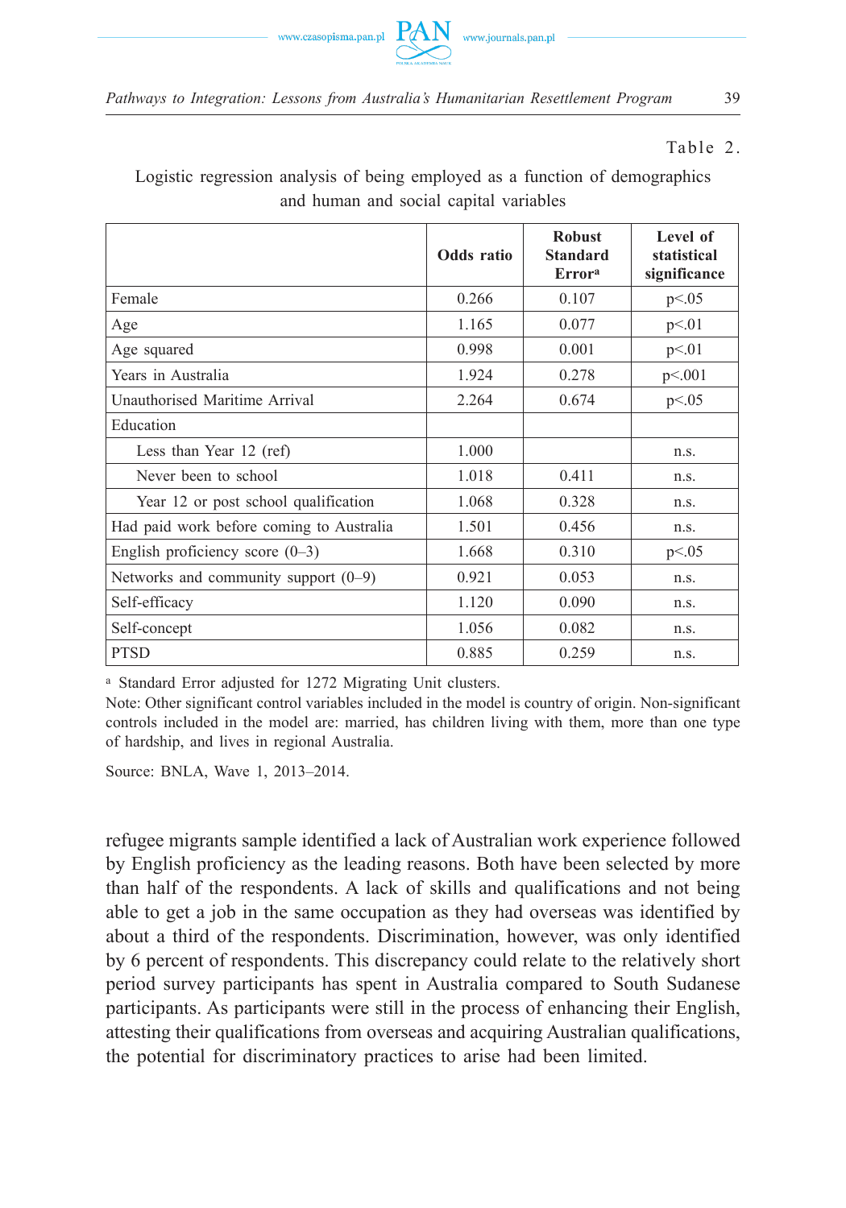Table 2.

Logistic regression analysis of being employed as a function of demographics and human and social capital variables

| | Odds ratio | Robust Standard Error[a] | Level of statistical significance |
|---|---|---|---|
| Female | 0.266 | 0.107 | p<.05 |
| Age | 1.165 | 0.077 | p<.01 |
| Age squared | 0.998 | 0.001 | p<.01 |
| Years in Australia | 1.924 | 0.278 | p<.001 |
| Unauthorised Maritime Arrival | 2.264 | 0.674 | p<.05 |
| Education | | | |
| Less than Year 12 (ref) | 1.000 | | n.s. |
| Never been to school | 1.018 | 0.411 | n.s. |
| Year 12 or post school qualification | 1.068 | 0.328 | n.s. |
| Had paid work before coming to Australia | 1.501 | 0.456 | n.s. |
| English proficiency score (0–3) | 1.668 | 0.310 | p<.05 |
| Networks and community support (0–9) | 0.921 | 0.053 | n.s. |
| Self-efficacy | 1.120 | 0.090 | n.s. |
| Self-concept | 1.056 | 0.082 | n.s. |
| PTSD | 0.885 | 0.259 | n.s. |

[a] Standard Error adjusted for 1272 Migrating Unit clusters.

Note: Other significant control variables included in the model is country of origin. Non-significant controls included in the model are: married, has children living with them, more than one type of hardship, and lives in regional Australia.

Source: BNLA, Wave 1, 2013–2014.

refugee migrants sample identified a lack of Australian work experience followed by English proficiency as the leading reasons. Both have been selected by more than half of the respondents. A lack of skills and qualifications and not being able to get a job in the same occupation as they had overseas was identified by about a third of the respondents. Discrimination, however, was only identified by 6 percent of respondents. This discrepancy could relate to the relatively short period survey participants has spent in Australia compared to South Sudanese participants. As participants were still in the process of enhancing their English, attesting their qualifications from overseas and acquiring Australian qualifications, the potential for discriminatory practices to arise had been limited.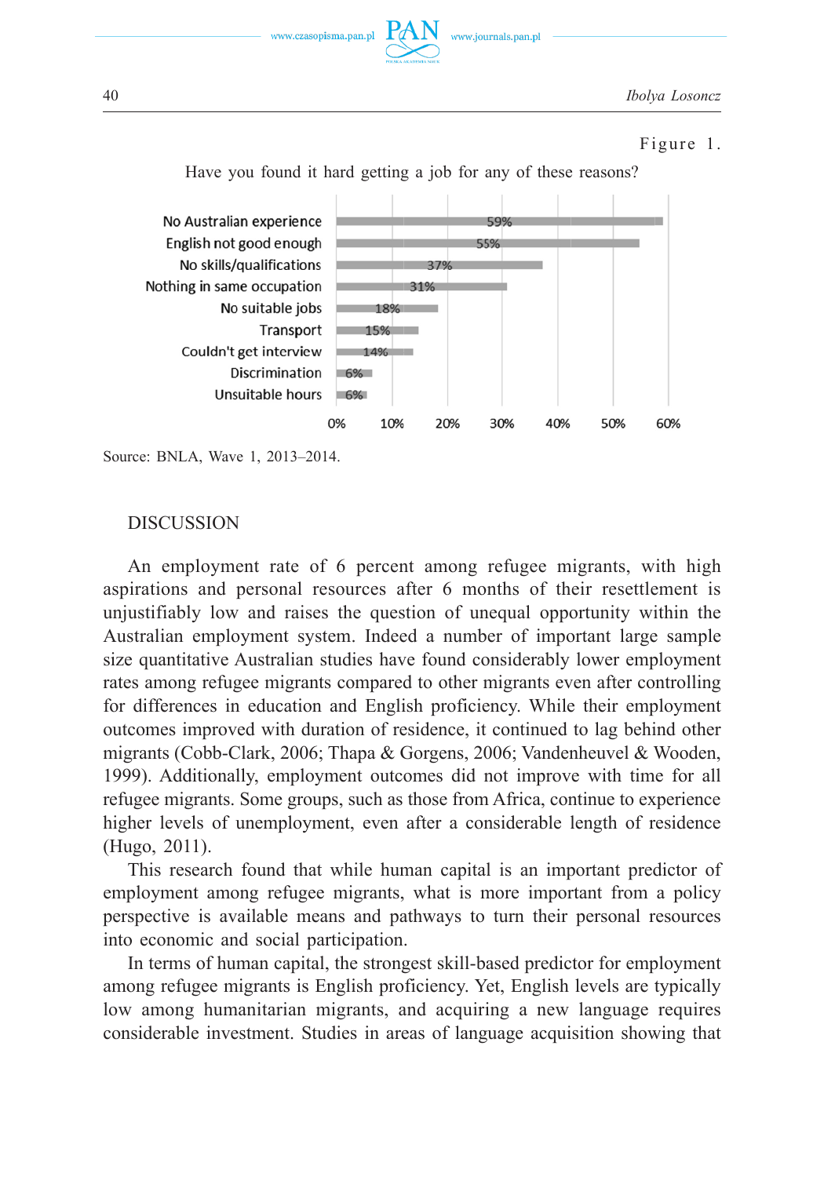Figure 1.

Have you found it hard getting a job for any of these reasons?

| Reason | % |
|---|---|
| No Australian experience | 59% |
| English not good enough | 55% |
| No skills/qualifications | 37% |
| Nothing in same occupation | 31% |
| No suitable jobs | 18% |
| Transport | 15% |
| Couldn't get interview | 14% |
| Discrimination | 6% |
| Unsuitable hours | 6% |

Source: BNLA, Wave 1, 2013–2014.

## DISCUSSION

An employment rate of 6 percent among refugee migrants, with high aspirations and personal resources after 6 months of their resettlement is unjustifiably low and raises the question of unequal opportunity within the Australian employment system. Indeed a number of important large sample size quantitative Australian studies have found considerably lower employment rates among refugee migrants compared to other migrants even after controlling for differences in education and English proficiency. While their employment outcomes improved with duration of residence, it continued to lag behind other migrants (Cobb-Clark, 2006; Thapa & Gorgens, 2006; Vandenheuvel & Wooden, 1999). Additionally, employment outcomes did not improve with time for all refugee migrants. Some groups, such as those from Africa, continue to experience higher levels of unemployment, even after a considerable length of residence (Hugo, 2011).

This research found that while human capital is an important predictor of employment among refugee migrants, what is more important from a policy perspective is available means and pathways to turn their personal resources into economic and social participation.

In terms of human capital, the strongest skill-based predictor for employment among refugee migrants is English proficiency. Yet, English levels are typically low among humanitarian migrants, and acquiring a new language requires considerable investment. Studies in areas of language acquisition showing that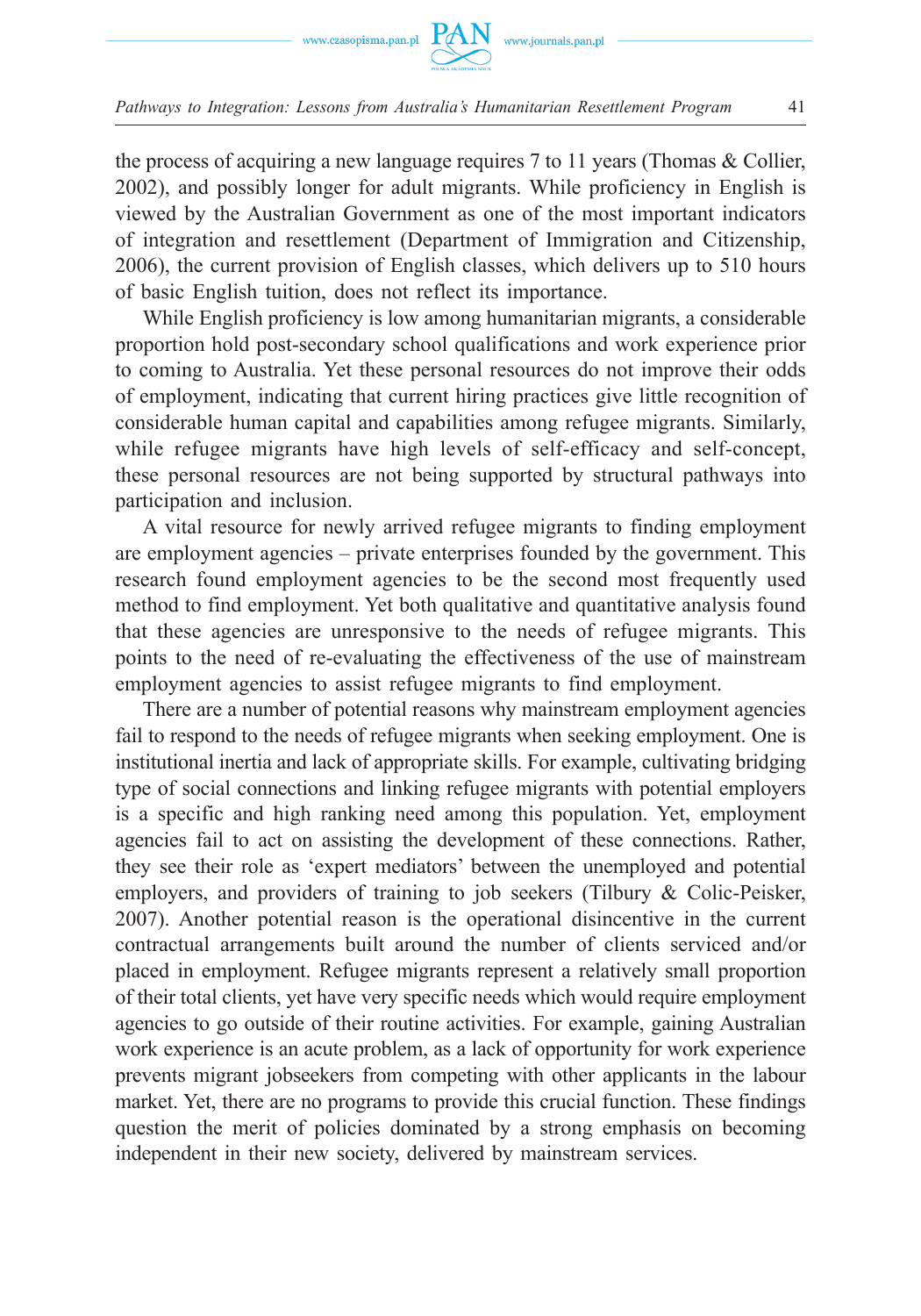the process of acquiring a new language requires 7 to 11 years (Thomas & Collier, 2002), and possibly longer for adult migrants. While proficiency in English is viewed by the Australian Government as one of the most important indicators of integration and resettlement (Department of Immigration and Citizenship, 2006), the current provision of English classes, which delivers up to 510 hours of basic English tuition, does not reflect its importance.

While English proficiency is low among humanitarian migrants, a considerable proportion hold post-secondary school qualifications and work experience prior to coming to Australia. Yet these personal resources do not improve their odds of employment, indicating that current hiring practices give little recognition of considerable human capital and capabilities among refugee migrants. Similarly, while refugee migrants have high levels of self-efficacy and self-concept, these personal resources are not being supported by structural pathways into participation and inclusion.

A vital resource for newly arrived refugee migrants to finding employment are employment agencies – private enterprises founded by the government. This research found employment agencies to be the second most frequently used method to find employment. Yet both qualitative and quantitative analysis found that these agencies are unresponsive to the needs of refugee migrants. This points to the need of re-evaluating the effectiveness of the use of mainstream employment agencies to assist refugee migrants to find employment.

There are a number of potential reasons why mainstream employment agencies fail to respond to the needs of refugee migrants when seeking employment. One is institutional inertia and lack of appropriate skills. For example, cultivating bridging type of social connections and linking refugee migrants with potential employers is a specific and high ranking need among this population. Yet, employment agencies fail to act on assisting the development of these connections. Rather, they see their role as 'expert mediators' between the unemployed and potential employers, and providers of training to job seekers (Tilbury & Colic-Peisker, 2007). Another potential reason is the operational disincentive in the current contractual arrangements built around the number of clients serviced and/or placed in employment. Refugee migrants represent a relatively small proportion of their total clients, yet have very specific needs which would require employment agencies to go outside of their routine activities. For example, gaining Australian work experience is an acute problem, as a lack of opportunity for work experience prevents migrant jobseekers from competing with other applicants in the labour market. Yet, there are no programs to provide this crucial function. These findings question the merit of policies dominated by a strong emphasis on becoming independent in their new society, delivered by mainstream services.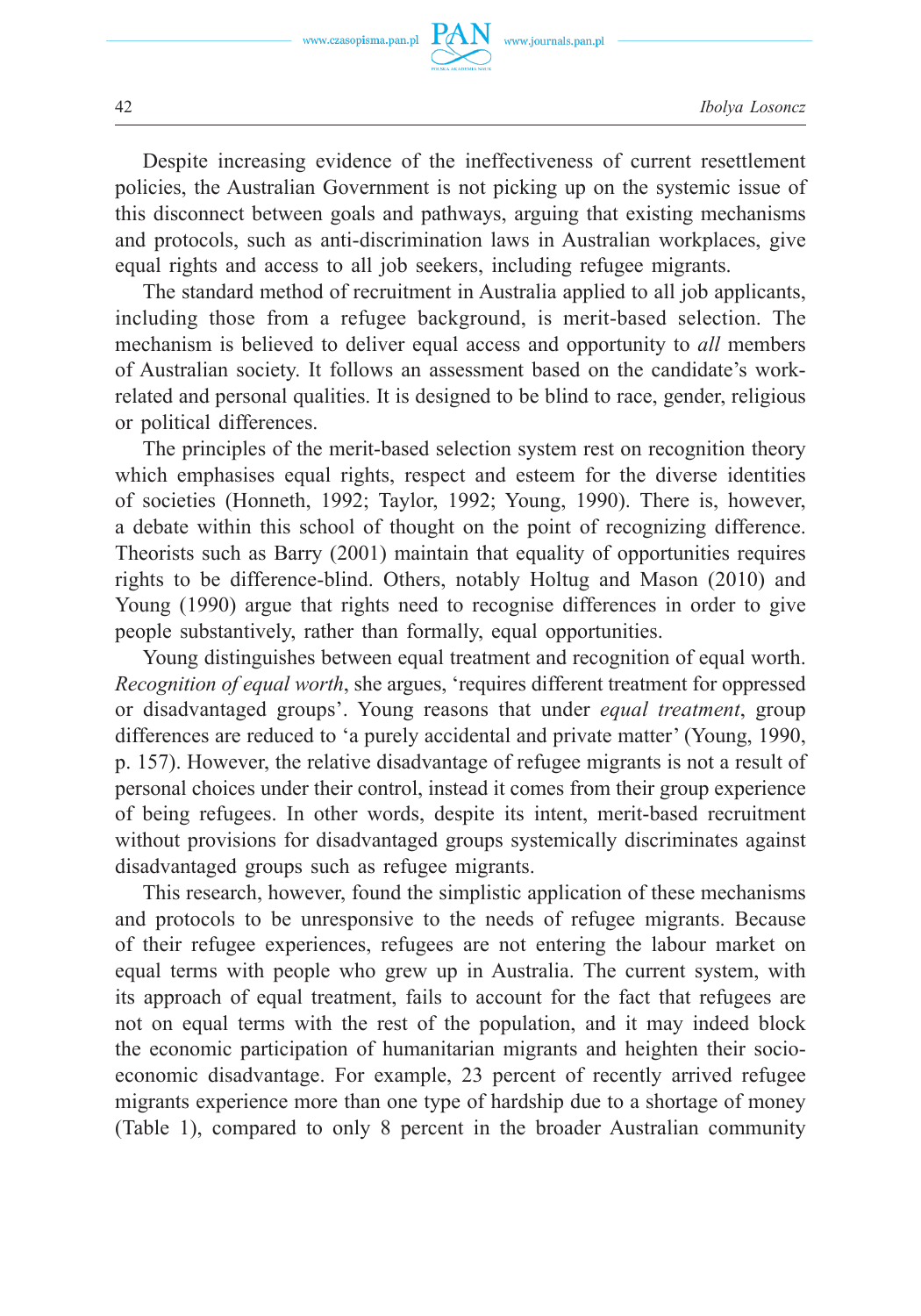Despite increasing evidence of the ineffectiveness of current resettlement policies, the Australian Government is not picking up on the systemic issue of this disconnect between goals and pathways, arguing that existing mechanisms and protocols, such as anti-discrimination laws in Australian workplaces, give equal rights and access to all job seekers, including refugee migrants.

The standard method of recruitment in Australia applied to all job applicants, including those from a refugee background, is merit-based selection. The mechanism is believed to deliver equal access and opportunity to *all* members of Australian society. It follows an assessment based on the candidate's work-related and personal qualities. It is designed to be blind to race, gender, religious or political differences.

The principles of the merit-based selection system rest on recognition theory which emphasises equal rights, respect and esteem for the diverse identities of societies (Honneth, 1992; Taylor, 1992; Young, 1990). There is, however, a debate within this school of thought on the point of recognizing difference. Theorists such as Barry (2001) maintain that equality of opportunities requires rights to be difference-blind. Others, notably Holtug and Mason (2010) and Young (1990) argue that rights need to recognise differences in order to give people substantively, rather than formally, equal opportunities.

Young distinguishes between equal treatment and recognition of equal worth. *Recognition of equal worth*, she argues, 'requires different treatment for oppressed or disadvantaged groups'. Young reasons that under *equal treatment*, group differences are reduced to 'a purely accidental and private matter' (Young, 1990, p. 157). However, the relative disadvantage of refugee migrants is not a result of personal choices under their control, instead it comes from their group experience of being refugees. In other words, despite its intent, merit-based recruitment without provisions for disadvantaged groups systemically discriminates against disadvantaged groups such as refugee migrants.

This research, however, found the simplistic application of these mechanisms and protocols to be unresponsive to the needs of refugee migrants. Because of their refugee experiences, refugees are not entering the labour market on equal terms with people who grew up in Australia. The current system, with its approach of equal treatment, fails to account for the fact that refugees are not on equal terms with the rest of the population, and it may indeed block the economic participation of humanitarian migrants and heighten their socio-economic disadvantage. For example, 23 percent of recently arrived refugee migrants experience more than one type of hardship due to a shortage of money (Table 1), compared to only 8 percent in the broader Australian community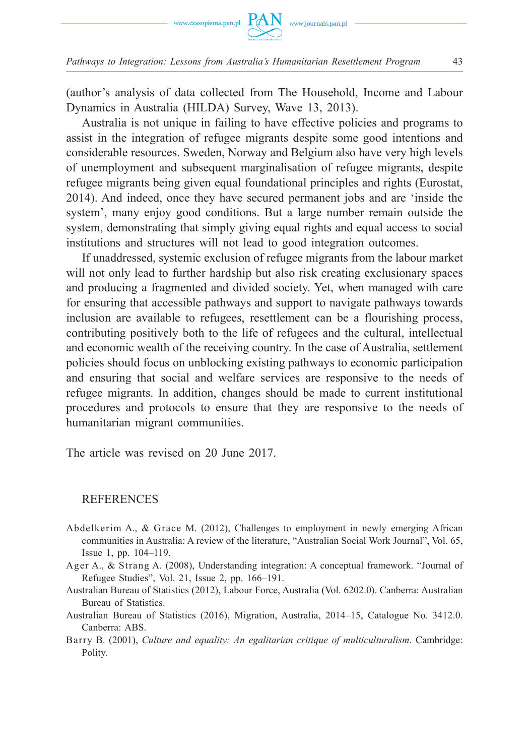(author's analysis of data collected from The Household, Income and Labour Dynamics in Australia (HILDA) Survey, Wave 13, 2013).

Australia is not unique in failing to have effective policies and programs to assist in the integration of refugee migrants despite some good intentions and considerable resources. Sweden, Norway and Belgium also have very high levels of unemployment and subsequent marginalisation of refugee migrants, despite refugee migrants being given equal foundational principles and rights (Eurostat, 2014). And indeed, once they have secured permanent jobs and are 'inside the system', many enjoy good conditions. But a large number remain outside the system, demonstrating that simply giving equal rights and equal access to social institutions and structures will not lead to good integration outcomes.

If unaddressed, systemic exclusion of refugee migrants from the labour market will not only lead to further hardship but also risk creating exclusionary spaces and producing a fragmented and divided society. Yet, when managed with care for ensuring that accessible pathways and support to navigate pathways towards inclusion are available to refugees, resettlement can be a flourishing process, contributing positively both to the life of refugees and the cultural, intellectual and economic wealth of the receiving country. In the case of Australia, settlement policies should focus on unblocking existing pathways to economic participation and ensuring that social and welfare services are responsive to the needs of refugee migrants. In addition, changes should be made to current institutional procedures and protocols to ensure that they are responsive to the needs of humanitarian migrant communities.

The article was revised on 20 June 2017.

## REFERENCES

- Abdelkerim A., & Grace M. (2012), Challenges to employment in newly emerging African communities in Australia: A review of the literature, "Australian Social Work Journal", Vol. 65, Issue 1, pp. 104–119.
- Ager A., & Strang A. (2008), Understanding integration: A conceptual framework. "Journal of Refugee Studies", Vol. 21, Issue 2, pp. 166–191.
- Australian Bureau of Statistics (2012), Labour Force, Australia (Vol. 6202.0). Canberra: Australian Bureau of Statistics.
- Australian Bureau of Statistics (2016), Migration, Australia, 2014–15, Catalogue No. 3412.0. Canberra: ABS.
- Barry B. (2001), *Culture and equality: An egalitarian critique of multiculturalism*. Cambridge: Polity.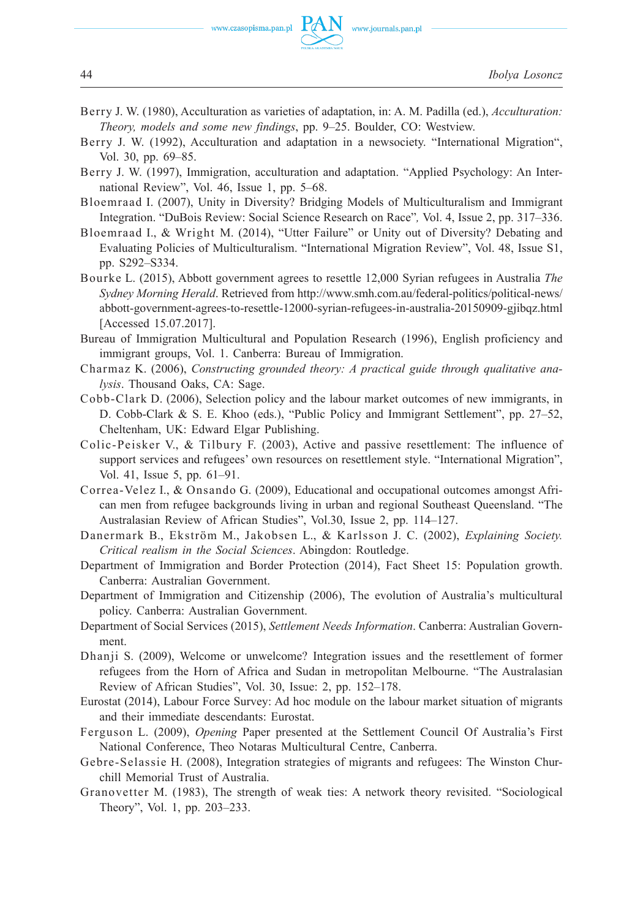Berry J. W. (1980), Acculturation as varieties of adaptation, in: A. M. Padilla (ed.), *Acculturation: Theory, models and some new findings*, pp. 9–25. Boulder, CO: Westview.

Berry J. W. (1992), Acculturation and adaptation in a newsociety. "International Migration", Vol. 30, pp. 69–85.

Berry J. W. (1997), Immigration, acculturation and adaptation. "Applied Psychology: An International Review", Vol. 46, Issue 1, pp. 5–68.

Bloemraad I. (2007), Unity in Diversity? Bridging Models of Multiculturalism and Immigrant Integration. "DuBois Review: Social Science Research on Race", Vol. 4, Issue 2, pp. 317–336.

Bloemraad I., & Wright M. (2014), "Utter Failure" or Unity out of Diversity? Debating and Evaluating Policies of Multiculturalism. "International Migration Review", Vol. 48, Issue S1, pp. S292–S334.

Bourke L. (2015), Abbott government agrees to resettle 12,000 Syrian refugees in Australia *The Sydney Morning Herald*. Retrieved from http://www.smh.com.au/federal-politics/political-news/abbott-government-agrees-to-resettle-12000-syrian-refugees-in-australia-20150909-gjibqz.html [Accessed 15.07.2017].

Bureau of Immigration Multicultural and Population Research (1996), English proficiency and immigrant groups, Vol. 1. Canberra: Bureau of Immigration.

Charmaz K. (2006), *Constructing grounded theory: A practical guide through qualitative analysis*. Thousand Oaks, CA: Sage.

Cobb-Clark D. (2006), Selection policy and the labour market outcomes of new immigrants, in D. Cobb-Clark & S. E. Khoo (eds.), "Public Policy and Immigrant Settlement", pp. 27–52, Cheltenham, UK: Edward Elgar Publishing.

Colic-Peisker V., & Tilbury F. (2003), Active and passive resettlement: The influence of support services and refugees' own resources on resettlement style. "International Migration", Vol. 41, Issue 5, pp. 61–91.

Correa-Velez I., & Onsando G. (2009), Educational and occupational outcomes amongst African men from refugee backgrounds living in urban and regional Southeast Queensland. "The Australasian Review of African Studies", Vol.30, Issue 2, pp. 114–127.

Danermark B., Ekström M., Jakobsen L., & Karlsson J. C. (2002), *Explaining Society. Critical realism in the Social Sciences*. Abingdon: Routledge.

Department of Immigration and Border Protection (2014), Fact Sheet 15: Population growth. Canberra: Australian Government.

Department of Immigration and Citizenship (2006), The evolution of Australia's multicultural policy. Canberra: Australian Government.

Department of Social Services (2015), *Settlement Needs Information*. Canberra: Australian Government.

Dhanji S. (2009), Welcome or unwelcome? Integration issues and the resettlement of former refugees from the Horn of Africa and Sudan in metropolitan Melbourne. "The Australasian Review of African Studies", Vol. 30, Issue: 2, pp. 152–178.

Eurostat (2014), Labour Force Survey: Ad hoc module on the labour market situation of migrants and their immediate descendants: Eurostat.

Ferguson L. (2009), *Opening* Paper presented at the Settlement Council Of Australia's First National Conference, Theo Notaras Multicultural Centre, Canberra.

Gebre-Selassie H. (2008), Integration strategies of migrants and refugees: The Winston Churchill Memorial Trust of Australia.

Granovetter M. (1983), The strength of weak ties: A network theory revisited. "Sociological Theory", Vol. 1, pp. 203–233.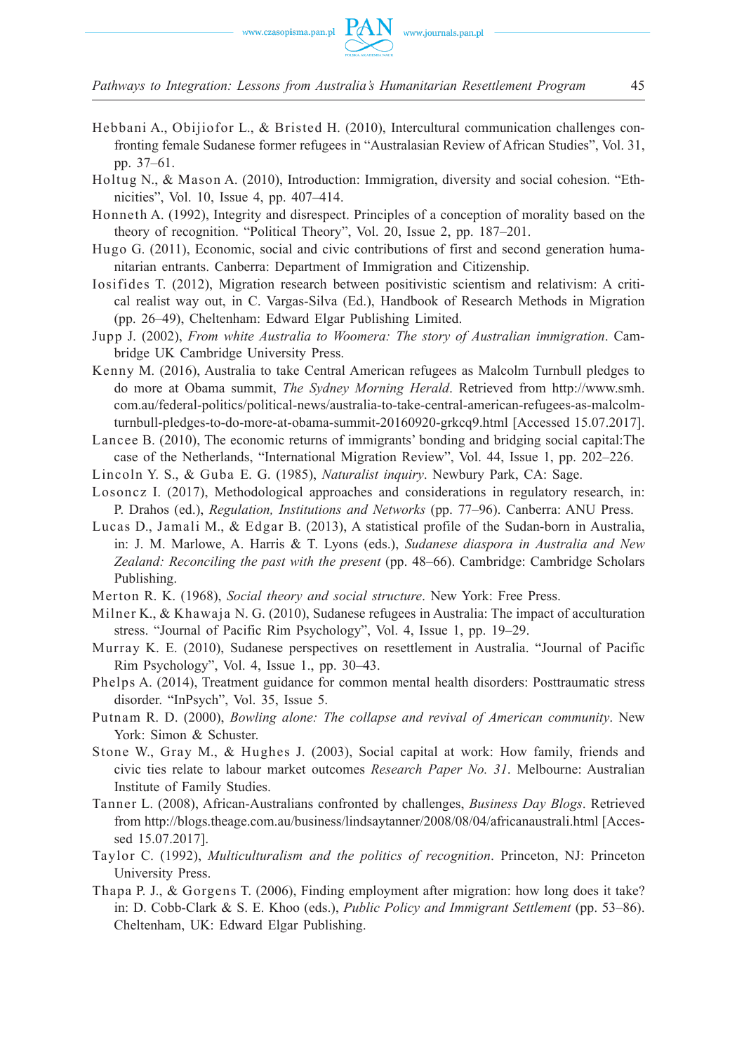Hebbani A., Obijiofor L., & Bristed H. (2010), Intercultural communication challenges confronting female Sudanese former refugees in "Australasian Review of African Studies", Vol. 31, pp. 37–61.

Holtug N., & Mason A. (2010), Introduction: Immigration, diversity and social cohesion. "Ethnicities", Vol. 10, Issue 4, pp. 407–414.

Honneth A. (1992), Integrity and disrespect. Principles of a conception of morality based on the theory of recognition. "Political Theory", Vol. 20, Issue 2, pp. 187–201.

Hugo G. (2011), Economic, social and civic contributions of first and second generation humanitarian entrants. Canberra: Department of Immigration and Citizenship.

Iosifides T. (2012), Migration research between positivistic scientism and relativism: A critical realist way out, in C. Vargas-Silva (Ed.), Handbook of Research Methods in Migration (pp. 26–49), Cheltenham: Edward Elgar Publishing Limited.

Jupp J. (2002), *From white Australia to Woomera: The story of Australian immigration*. Cambridge UK Cambridge University Press.

Kenny M. (2016), Australia to take Central American refugees as Malcolm Turnbull pledges to do more at Obama summit, *The Sydney Morning Herald*. Retrieved from http://www.smh.com.au/federal-politics/political-news/australia-to-take-central-american-refugees-as-malcolm-turnbull-pledges-to-do-more-at-obama-summit-20160920-grkcq9.html [Accessed 15.07.2017].

Lancee B. (2010), The economic returns of immigrants' bonding and bridging social capital:The case of the Netherlands, "International Migration Review", Vol. 44, Issue 1, pp. 202–226.

Lincoln Y. S., & Guba E. G. (1985), *Naturalist inquiry*. Newbury Park, CA: Sage.

Losoncz I. (2017), Methodological approaches and considerations in regulatory research, in: P. Drahos (ed.), *Regulation, Institutions and Networks* (pp. 77–96). Canberra: ANU Press.

Lucas D., Jamali M., & Edgar B. (2013), A statistical profile of the Sudan-born in Australia, in: J. M. Marlowe, A. Harris & T. Lyons (eds.), *Sudanese diaspora in Australia and New Zealand: Reconciling the past with the present* (pp. 48–66). Cambridge: Cambridge Scholars Publishing.

Merton R. K. (1968), *Social theory and social structure*. New York: Free Press.

Milner K., & Khawaja N. G. (2010), Sudanese refugees in Australia: The impact of acculturation stress. "Journal of Pacific Rim Psychology", Vol. 4, Issue 1, pp. 19–29.

Murray K. E. (2010), Sudanese perspectives on resettlement in Australia. "Journal of Pacific Rim Psychology", Vol. 4, Issue 1., pp. 30–43.

Phelps A. (2014), Treatment guidance for common mental health disorders: Posttraumatic stress disorder. "InPsych", Vol. 35, Issue 5.

Putnam R. D. (2000), *Bowling alone: The collapse and revival of American community*. New York: Simon & Schuster.

Stone W., Gray M., & Hughes J. (2003), Social capital at work: How family, friends and civic ties relate to labour market outcomes *Research Paper No. 31*. Melbourne: Australian Institute of Family Studies.

Tanner L. (2008), African-Australians confronted by challenges, *Business Day Blogs*. Retrieved from http://blogs.theage.com.au/business/lindsaytanner/2008/08/04/africanaustrali.html [Accessed 15.07.2017].

Taylor C. (1992), *Multiculturalism and the politics of recognition*. Princeton, NJ: Princeton University Press.

Thapa P. J., & Gorgens T. (2006), Finding employment after migration: how long does it take? in: D. Cobb-Clark & S. E. Khoo (eds.), *Public Policy and Immigrant Settlement* (pp. 53–86). Cheltenham, UK: Edward Elgar Publishing.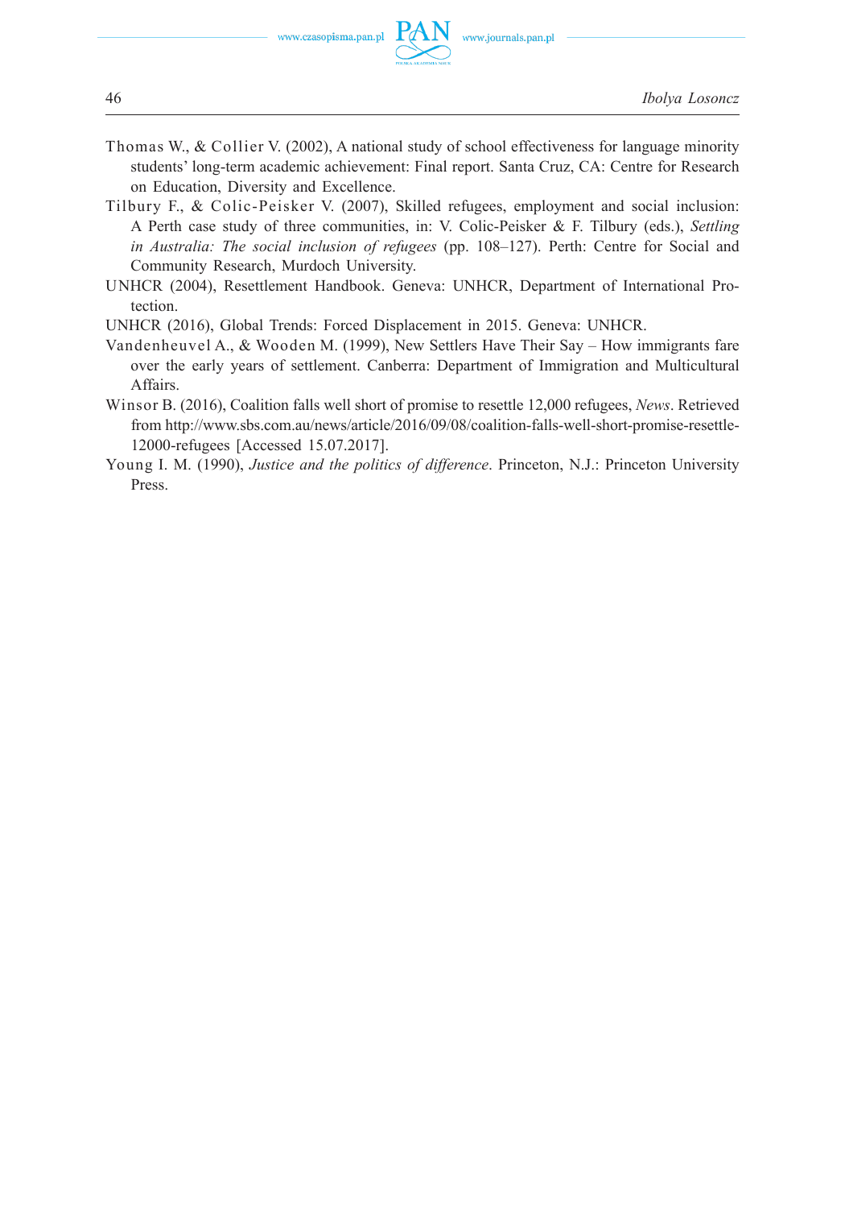Thomas W., & Collier V. (2002), A national study of school effectiveness for language minority students' long-term academic achievement: Final report. Santa Cruz, CA: Centre for Research on Education, Diversity and Excellence.

Tilbury F., & Colic-Peisker V. (2007), Skilled refugees, employment and social inclusion: A Perth case study of three communities, in: V. Colic-Peisker & F. Tilbury (eds.), *Settling in Australia: The social inclusion of refugees* (pp. 108–127). Perth: Centre for Social and Community Research, Murdoch University.

UNHCR (2004), Resettlement Handbook. Geneva: UNHCR, Department of International Protection.

UNHCR (2016), Global Trends: Forced Displacement in 2015. Geneva: UNHCR.

Vandenheuvel A., & Wooden M. (1999), New Settlers Have Their Say – How immigrants fare over the early years of settlement. Canberra: Department of Immigration and Multicultural Affairs.

Winsor B. (2016), Coalition falls well short of promise to resettle 12,000 refugees, *News*. Retrieved from http://www.sbs.com.au/news/article/2016/09/08/coalition-falls-well-short-promise-resettle-12000-refugees [Accessed 15.07.2017].

Young I. M. (1990), *Justice and the politics of difference*. Princeton, N.J.: Princeton University Press.